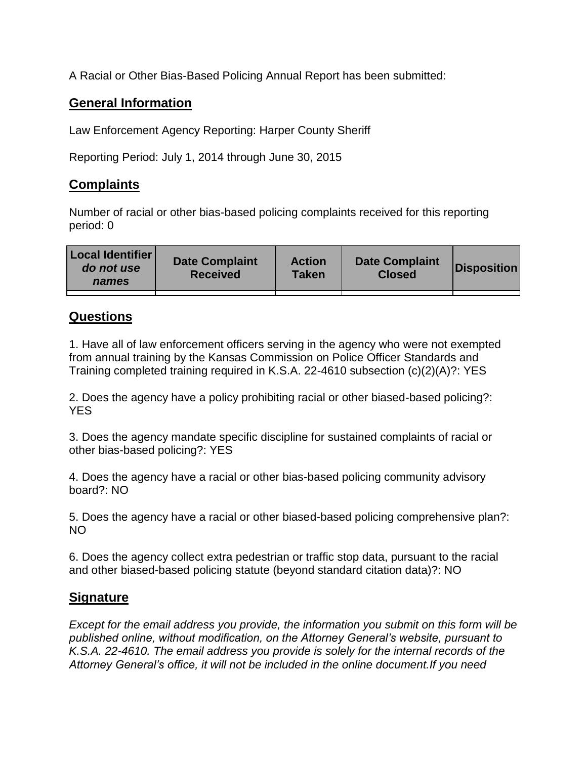A Racial or Other Bias-Based Policing Annual Report has been submitted:

## General Information

Law Enforcement Agency Reporting: Harper County Sheriff

Reporting Period: July 1, 2014 through June 30, 2015

## Complaints

Number of racial or other bias-based policing complaints received for this reporting period: 0

| **Local Identifier** ***do not use names*** | **Date Complaint Received** | **Action Taken** | **Date Complaint Closed** | **Disposition** |
|---|---|---|---|---|
| | | | | |

## Questions

1. Have all of law enforcement officers serving in the agency who were not exempted from annual training by the Kansas Commission on Police Officer Standards and Training completed training required in K.S.A. 22-4610 subsection (c)(2)(A)?: YES

2. Does the agency have a policy prohibiting racial or other biased-based policing?: YES

3. Does the agency mandate specific discipline for sustained complaints of racial or other bias-based policing?: YES

4. Does the agency have a racial or other bias-based policing community advisory board?: NO

5. Does the agency have a racial or other biased-based policing comprehensive plan?: NO

6. Does the agency collect extra pedestrian or traffic stop data, pursuant to the racial and other biased-based policing statute (beyond standard citation data)?: NO

## Signature

*Except for the email address you provide, the information you submit on this form will be published online, without modification, on the Attorney General's website, pursuant to K.S.A. 22-4610. The email address you provide is solely for the internal records of the Attorney General's office, it will not be included in the online document.If you need*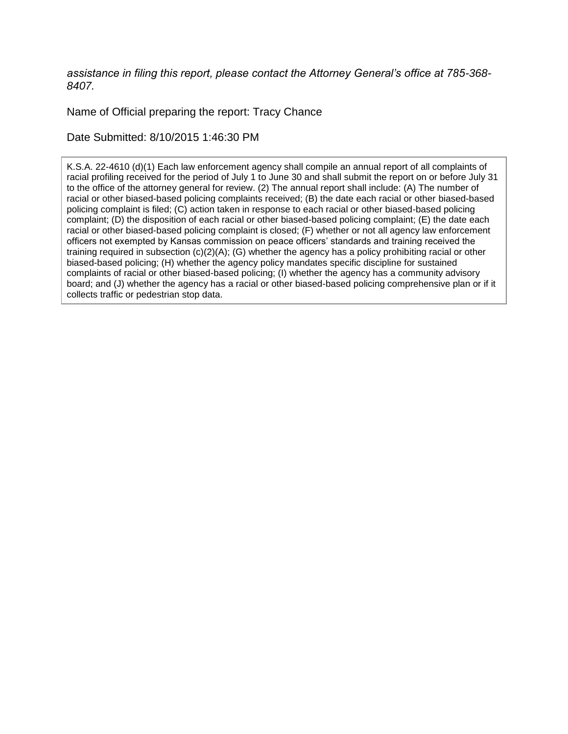*assistance in filing this report, please contact the Attorney General's office at 785-368-8407.*

Name of Official preparing the report: Tracy Chance

Date Submitted: 8/10/2015 1:46:30 PM

K.S.A. 22-4610 (d)(1) Each law enforcement agency shall compile an annual report of all complaints of racial profiling received for the period of July 1 to June 30 and shall submit the report on or before July 31 to the office of the attorney general for review. (2) The annual report shall include: (A) The number of racial or other biased-based policing complaints received; (B) the date each racial or other biased-based policing complaint is filed; (C) action taken in response to each racial or other biased-based policing complaint; (D) the disposition of each racial or other biased-based policing complaint; (E) the date each racial or other biased-based policing complaint is closed; (F) whether or not all agency law enforcement officers not exempted by Kansas commission on peace officers' standards and training received the training required in subsection (c)(2)(A); (G) whether the agency has a policy prohibiting racial or other biased-based policing; (H) whether the agency policy mandates specific discipline for sustained complaints of racial or other biased-based policing; (I) whether the agency has a community advisory board; and (J) whether the agency has a racial or other biased-based policing comprehensive plan or if it collects traffic or pedestrian stop data.